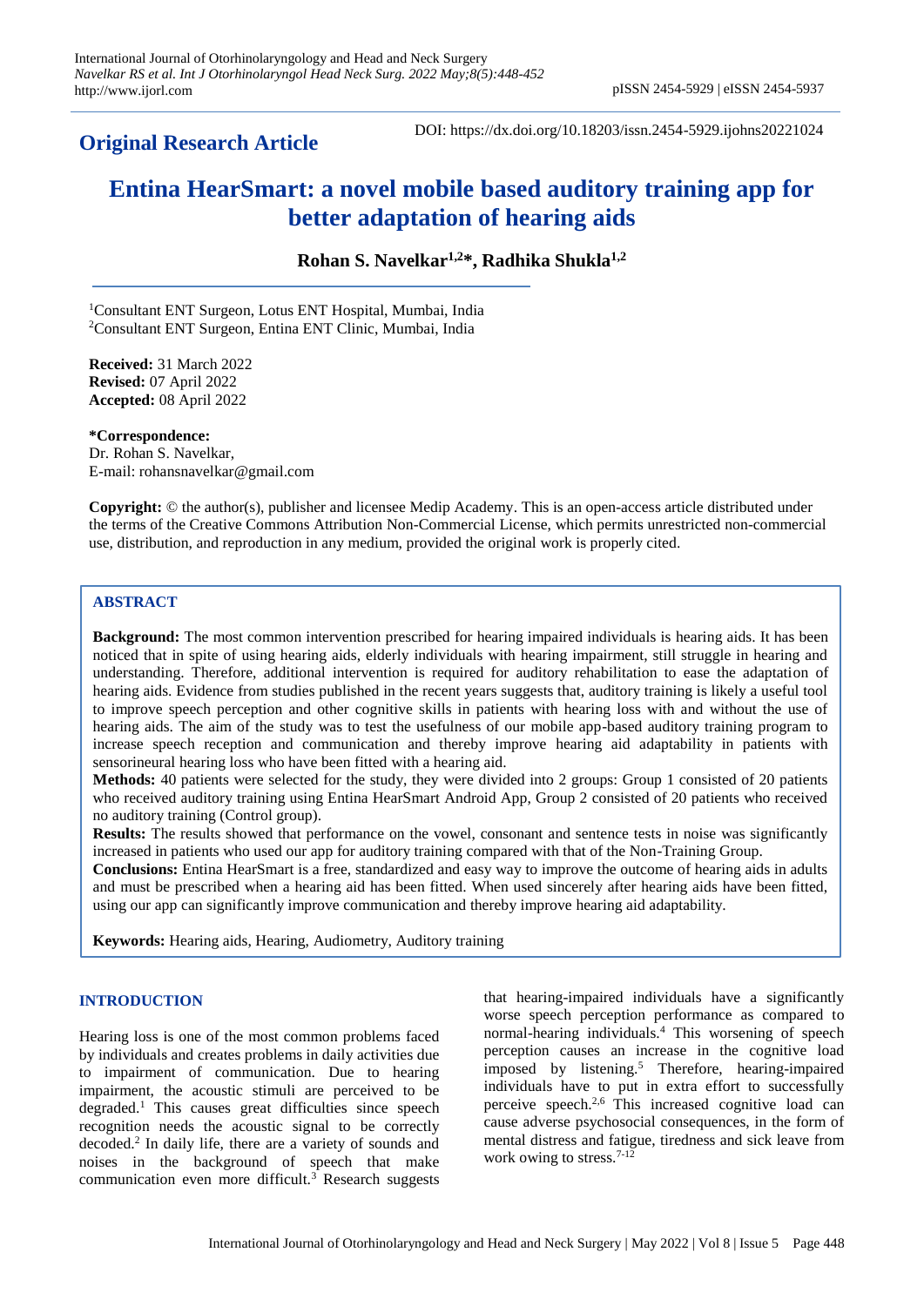**Original Research Article**

DOI: https://dx.doi.org/10.18203/issn.2454-5929.ijohns20221024

# Entina HearSmart: a novel mobile based auditory training app for better adaptation of hearing aids

**Rohan S. Navelkar[1,2]\*, Radhika Shukla[1,2]**

[1]Consultant ENT Surgeon, Lotus ENT Hospital, Mumbai, India
[2]Consultant ENT Surgeon, Entina ENT Clinic, Mumbai, India

**Received:** 31 March 2022
**Revised:** 07 April 2022
**Accepted:** 08 April 2022

**\*Correspondence:**
Dr. Rohan S. Navelkar,
E-mail: rohansnavelkar@gmail.com

**Copyright:** © the author(s), publisher and licensee Medip Academy. This is an open-access article distributed under the terms of the Creative Commons Attribution Non-Commercial License, which permits unrestricted non-commercial use, distribution, and reproduction in any medium, provided the original work is properly cited.

## ABSTRACT

**Background:** The most common intervention prescribed for hearing impaired individuals is hearing aids. It has been noticed that in spite of using hearing aids, elderly individuals with hearing impairment, still struggle in hearing and understanding. Therefore, additional intervention is required for auditory rehabilitation to ease the adaptation of hearing aids. Evidence from studies published in the recent years suggests that, auditory training is likely a useful tool to improve speech perception and other cognitive skills in patients with hearing loss with and without the use of hearing aids. The aim of the study was to test the usefulness of our mobile app-based auditory training program to increase speech reception and communication and thereby improve hearing aid adaptability in patients with sensorineural hearing loss who have been fitted with a hearing aid.

**Methods:** 40 patients were selected for the study, they were divided into 2 groups: Group 1 consisted of 20 patients who received auditory training using Entina HearSmart Android App, Group 2 consisted of 20 patients who received no auditory training (Control group).

**Results:** The results showed that performance on the vowel, consonant and sentence tests in noise was significantly increased in patients who used our app for auditory training compared with that of the Non-Training Group.

**Conclusions:** Entina HearSmart is a free, standardized and easy way to improve the outcome of hearing aids in adults and must be prescribed when a hearing aid has been fitted. When used sincerely after hearing aids have been fitted, using our app can significantly improve communication and thereby improve hearing aid adaptability.

**Keywords:** Hearing aids, Hearing, Audiometry, Auditory training

## INTRODUCTION

Hearing loss is one of the most common problems faced by individuals and creates problems in daily activities due to impairment of communication. Due to hearing impairment, the acoustic stimuli are perceived to be degraded.[1] This causes great difficulties since speech recognition needs the acoustic signal to be correctly decoded.[2] In daily life, there are a variety of sounds and noises in the background of speech that make communication even more difficult.[3] Research suggests that hearing-impaired individuals have a significantly worse speech perception performance as compared to normal-hearing individuals.[4] This worsening of speech perception causes an increase in the cognitive load imposed by listening.[5] Therefore, hearing-impaired individuals have to put in extra effort to successfully perceive speech.[2,6] This increased cognitive load can cause adverse psychosocial consequences, in the form of mental distress and fatigue, tiredness and sick leave from work owing to stress.[7-12]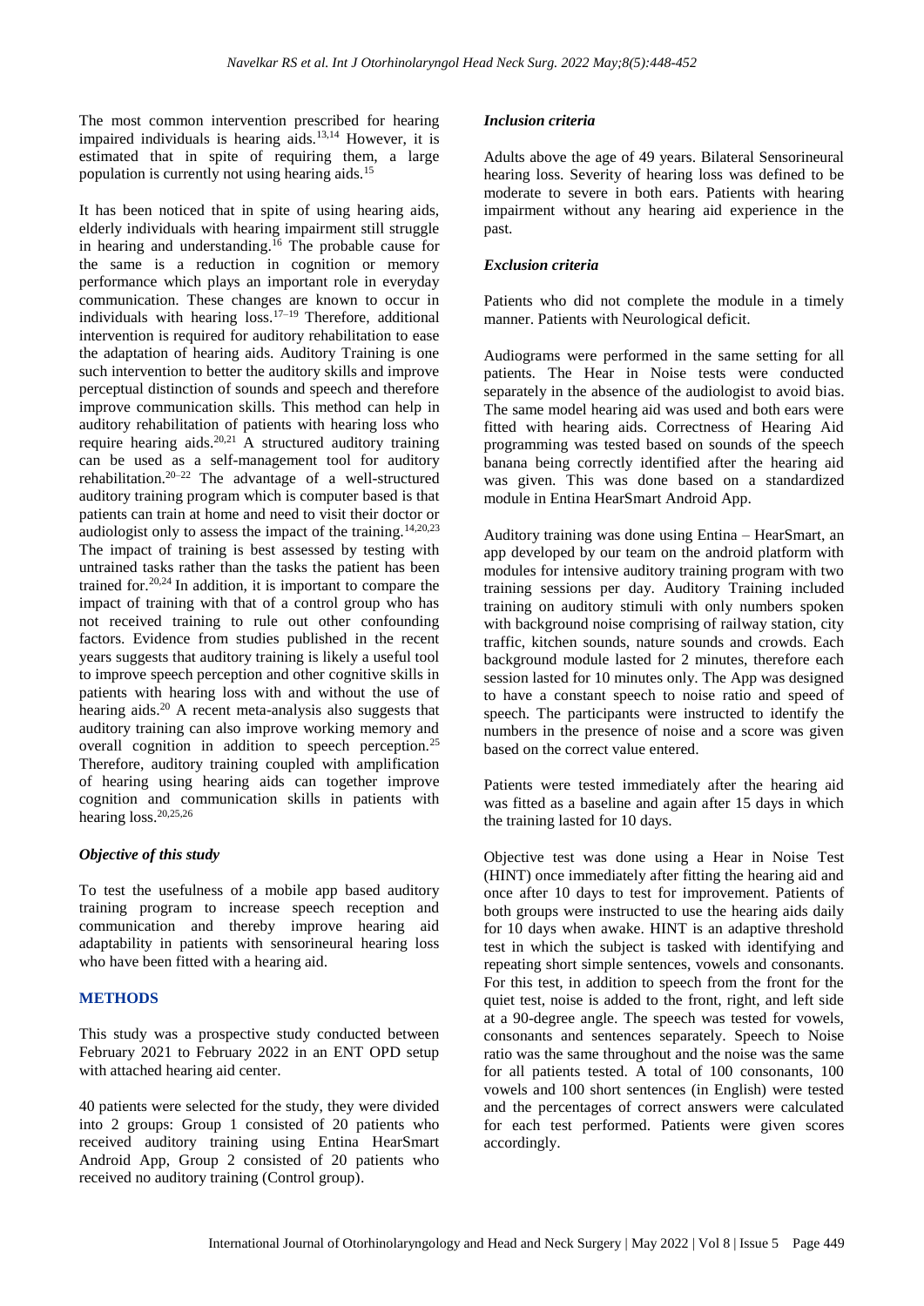The most common intervention prescribed for hearing impaired individuals is hearing aids.[13,14] However, it is estimated that in spite of requiring them, a large population is currently not using hearing aids.[15]

It has been noticed that in spite of using hearing aids, elderly individuals with hearing impairment still struggle in hearing and understanding.[16] The probable cause for the same is a reduction in cognition or memory performance which plays an important role in everyday communication. These changes are known to occur in individuals with hearing loss.[17–19] Therefore, additional intervention is required for auditory rehabilitation to ease the adaptation of hearing aids. Auditory Training is one such intervention to better the auditory skills and improve perceptual distinction of sounds and speech and therefore improve communication skills. This method can help in auditory rehabilitation of patients with hearing loss who require hearing aids.[20,21] A structured auditory training can be used as a self-management tool for auditory rehabilitation.[20–22] The advantage of a well-structured auditory training program which is computer based is that patients can train at home and need to visit their doctor or audiologist only to assess the impact of the training.[14,20,23] The impact of training is best assessed by testing with untrained tasks rather than the tasks the patient has been trained for.[20,24] In addition, it is important to compare the impact of training with that of a control group who has not received training to rule out other confounding factors. Evidence from studies published in the recent years suggests that auditory training is likely a useful tool to improve speech perception and other cognitive skills in patients with hearing loss with and without the use of hearing aids.[20] A recent meta-analysis also suggests that auditory training can also improve working memory and overall cognition in addition to speech perception.[25] Therefore, auditory training coupled with amplification of hearing using hearing aids can together improve cognition and communication skills in patients with hearing loss.[20,25,26]

### *Objective of this study*

To test the usefulness of a mobile app based auditory training program to increase speech reception and communication and thereby improve hearing aid adaptability in patients with sensorineural hearing loss who have been fitted with a hearing aid.

## METHODS

This study was a prospective study conducted between February 2021 to February 2022 in an ENT OPD setup with attached hearing aid center.

40 patients were selected for the study, they were divided into 2 groups: Group 1 consisted of 20 patients who received auditory training using Entina HearSmart Android App, Group 2 consisted of 20 patients who received no auditory training (Control group).

### *Inclusion criteria*

Adults above the age of 49 years. Bilateral Sensorineural hearing loss. Severity of hearing loss was defined to be moderate to severe in both ears. Patients with hearing impairment without any hearing aid experience in the past.

### *Exclusion criteria*

Patients who did not complete the module in a timely manner. Patients with Neurological deficit.

Audiograms were performed in the same setting for all patients. The Hear in Noise tests were conducted separately in the absence of the audiologist to avoid bias. The same model hearing aid was used and both ears were fitted with hearing aids. Correctness of Hearing Aid programming was tested based on sounds of the speech banana being correctly identified after the hearing aid was given. This was done based on a standardized module in Entina HearSmart Android App.

Auditory training was done using Entina – HearSmart, an app developed by our team on the android platform with modules for intensive auditory training program with two training sessions per day. Auditory Training included training on auditory stimuli with only numbers spoken with background noise comprising of railway station, city traffic, kitchen sounds, nature sounds and crowds. Each background module lasted for 2 minutes, therefore each session lasted for 10 minutes only. The App was designed to have a constant speech to noise ratio and speed of speech. The participants were instructed to identify the numbers in the presence of noise and a score was given based on the correct value entered.

Patients were tested immediately after the hearing aid was fitted as a baseline and again after 15 days in which the training lasted for 10 days.

Objective test was done using a Hear in Noise Test (HINT) once immediately after fitting the hearing aid and once after 10 days to test for improvement. Patients of both groups were instructed to use the hearing aids daily for 10 days when awake. HINT is an adaptive threshold test in which the subject is tasked with identifying and repeating short simple sentences, vowels and consonants. For this test, in addition to speech from the front for the quiet test, noise is added to the front, right, and left side at a 90-degree angle. The speech was tested for vowels, consonants and sentences separately. Speech to Noise ratio was the same throughout and the noise was the same for all patients tested. A total of 100 consonants, 100 vowels and 100 short sentences (in English) were tested and the percentages of correct answers were calculated for each test performed. Patients were given scores accordingly.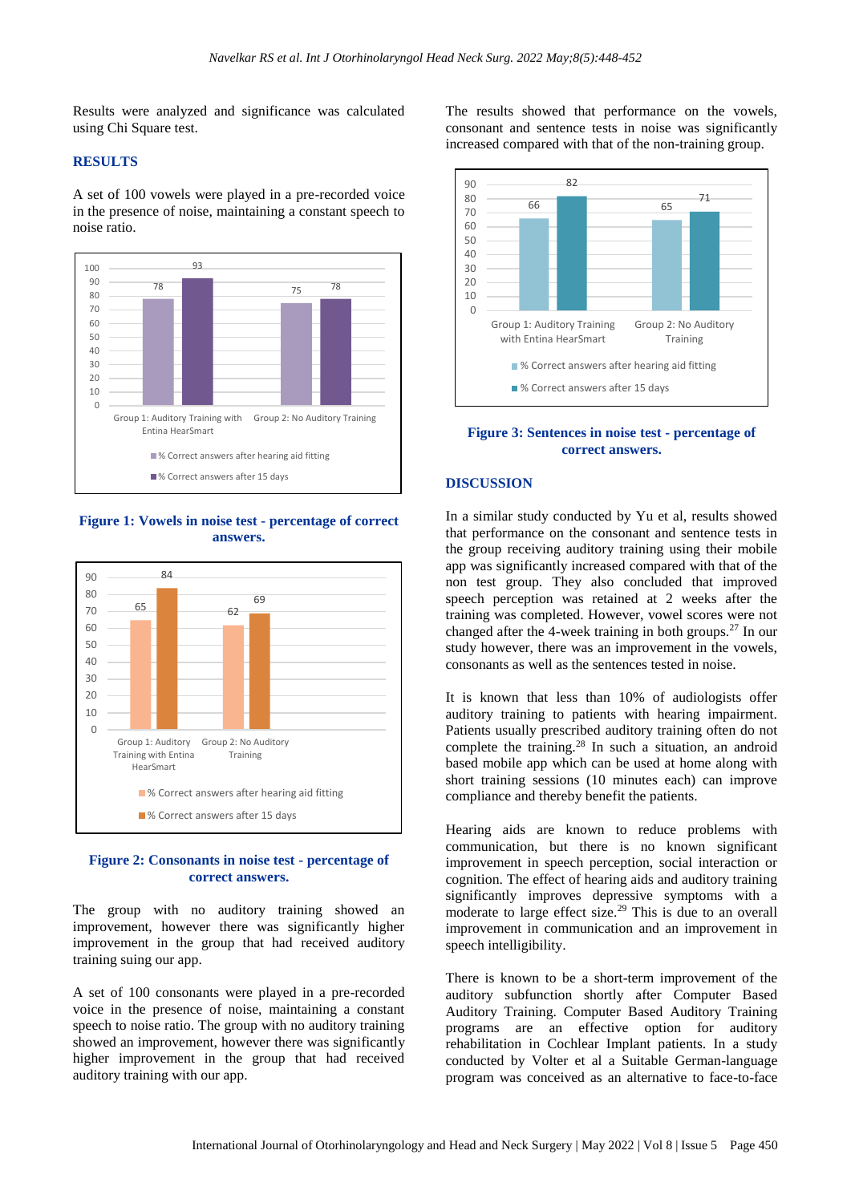Results were analyzed and significance was calculated using Chi Square test.

## RESULTS

A set of 100 vowels were played in a pre-recorded voice in the presence of noise, maintaining a constant speech to noise ratio.

**Figure 1: Vowels in noise test - percentage of correct answers.**

**Figure 2: Consonants in noise test - percentage of correct answers.**

The group with no auditory training showed an improvement, however there was significantly higher improvement in the group that had received auditory training suing our app.

A set of 100 consonants were played in a pre-recorded voice in the presence of noise, maintaining a constant speech to noise ratio. The group with no auditory training showed an improvement, however there was significantly higher improvement in the group that had received auditory training with our app.

The results showed that performance on the vowels, consonant and sentence tests in noise was significantly increased compared with that of the non-training group.

**Figure 3: Sentences in noise test - percentage of correct answers.**

## DISCUSSION

In a similar study conducted by Yu et al, results showed that performance on the consonant and sentence tests in the group receiving auditory training using their mobile app was significantly increased compared with that of the non test group. They also concluded that improved speech perception was retained at 2 weeks after the training was completed. However, vowel scores were not changed after the 4-week training in both groups.[27] In our study however, there was an improvement in the vowels, consonants as well as the sentences tested in noise.

It is known that less than 10% of audiologists offer auditory training to patients with hearing impairment. Patients usually prescribed auditory training often do not complete the training.[28] In such a situation, an android based mobile app which can be used at home along with short training sessions (10 minutes each) can improve compliance and thereby benefit the patients.

Hearing aids are known to reduce problems with communication, but there is no known significant improvement in speech perception, social interaction or cognition. The effect of hearing aids and auditory training significantly improves depressive symptoms with a moderate to large effect size.[29] This is due to an overall improvement in communication and an improvement in speech intelligibility.

There is known to be a short-term improvement of the auditory subfunction shortly after Computer Based Auditory Training. Computer Based Auditory Training programs are an effective option for auditory rehabilitation in Cochlear Implant patients. In a study conducted by Volter et al a Suitable German-language program was conceived as an alternative to face-to-face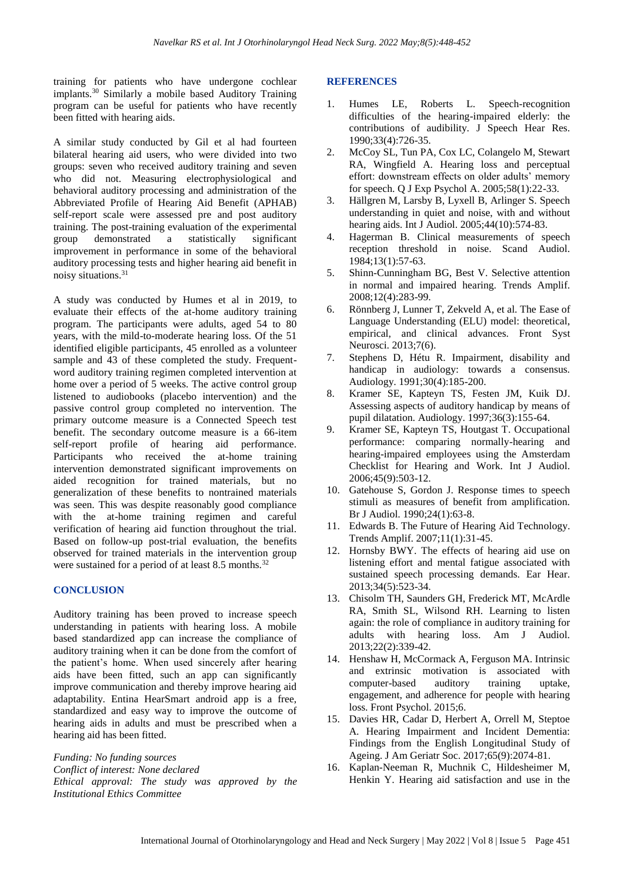training for patients who have undergone cochlear implants.[30] Similarly a mobile based Auditory Training program can be useful for patients who have recently been fitted with hearing aids.

A similar study conducted by Gil et al had fourteen bilateral hearing aid users, who were divided into two groups: seven who received auditory training and seven who did not. Measuring electrophysiological and behavioral auditory processing and administration of the Abbreviated Profile of Hearing Aid Benefit (APHAB) self-report scale were assessed pre and post auditory training. The post-training evaluation of the experimental group demonstrated a statistically significant improvement in performance in some of the behavioral auditory processing tests and higher hearing aid benefit in noisy situations.[31]

A study was conducted by Humes et al in 2019, to evaluate their effects of the at-home auditory training program. The participants were adults, aged 54 to 80 years, with the mild-to-moderate hearing loss. Of the 51 identified eligible participants, 45 enrolled as a volunteer sample and 43 of these completed the study. Frequent-word auditory training regimen completed intervention at home over a period of 5 weeks. The active control group listened to audiobooks (placebo intervention) and the passive control group completed no intervention. The primary outcome measure is a Connected Speech test benefit. The secondary outcome measure is a 66-item self-report profile of hearing aid performance. Participants who received the at-home training intervention demonstrated significant improvements on aided recognition for trained materials, but no generalization of these benefits to nontrained materials was seen. This was despite reasonably good compliance with the at-home training regimen and careful verification of hearing aid function throughout the trial. Based on follow-up post-trial evaluation, the benefits observed for trained materials in the intervention group were sustained for a period of at least 8.5 months.[32]

## CONCLUSION

Auditory training has been proved to increase speech understanding in patients with hearing loss. A mobile based standardized app can increase the compliance of auditory training when it can be done from the comfort of the patient's home. When used sincerely after hearing aids have been fitted, such an app can significantly improve communication and thereby improve hearing aid adaptability. Entina HearSmart android app is a free, standardized and easy way to improve the outcome of hearing aids in adults and must be prescribed when a hearing aid has been fitted.

*Funding: No funding sources*
*Conflict of interest: None declared*
*Ethical approval: The study was approved by the Institutional Ethics Committee*

## REFERENCES

1. Humes LE, Roberts L. Speech-recognition difficulties of the hearing-impaired elderly: the contributions of audibility. J Speech Hear Res. 1990;33(4):726-35.
2. McCoy SL, Tun PA, Cox LC, Colangelo M, Stewart RA, Wingfield A. Hearing loss and perceptual effort: downstream effects on older adults' memory for speech. Q J Exp Psychol A. 2005;58(1):22-33.
3. Hällgren M, Larsby B, Lyxell B, Arlinger S. Speech understanding in quiet and noise, with and without hearing aids. Int J Audiol. 2005;44(10):574-83.
4. Hagerman B. Clinical measurements of speech reception threshold in noise. Scand Audiol. 1984;13(1):57-63.
5. Shinn-Cunningham BG, Best V. Selective attention in normal and impaired hearing. Trends Amplif. 2008;12(4):283-99.
6. Rönnberg J, Lunner T, Zekveld A, et al. The Ease of Language Understanding (ELU) model: theoretical, empirical, and clinical advances. Front Syst Neurosci. 2013;7(6).
7. Stephens D, Hétu R. Impairment, disability and handicap in audiology: towards a consensus. Audiology. 1991;30(4):185-200.
8. Kramer SE, Kapteyn TS, Festen JM, Kuik DJ. Assessing aspects of auditory handicap by means of pupil dilatation. Audiology. 1997;36(3):155-64.
9. Kramer SE, Kapteyn TS, Houtgast T. Occupational performance: comparing normally-hearing and hearing-impaired employees using the Amsterdam Checklist for Hearing and Work. Int J Audiol. 2006;45(9):503-12.
10. Gatehouse S, Gordon J. Response times to speech stimuli as measures of benefit from amplification. Br J Audiol. 1990;24(1):63-8.
11. Edwards B. The Future of Hearing Aid Technology. Trends Amplif. 2007;11(1):31-45.
12. Hornsby BWY. The effects of hearing aid use on listening effort and mental fatigue associated with sustained speech processing demands. Ear Hear. 2013;34(5):523-34.
13. Chisolm TH, Saunders GH, Frederick MT, McArdle RA, Smith SL, Wilsond RH. Learning to listen again: the role of compliance in auditory training for adults with hearing loss. Am J Audiol. 2013;22(2):339-42.
14. Henshaw H, McCormack A, Ferguson MA. Intrinsic and extrinsic motivation is associated with computer-based auditory training uptake, engagement, and adherence for people with hearing loss. Front Psychol. 2015;6.
15. Davies HR, Cadar D, Herbert A, Orrell M, Steptoe A. Hearing Impairment and Incident Dementia: Findings from the English Longitudinal Study of Ageing. J Am Geriatr Soc. 2017;65(9):2074-81.
16. Kaplan-Neeman R, Muchnik C, Hildesheimer M, Henkin Y. Hearing aid satisfaction and use in the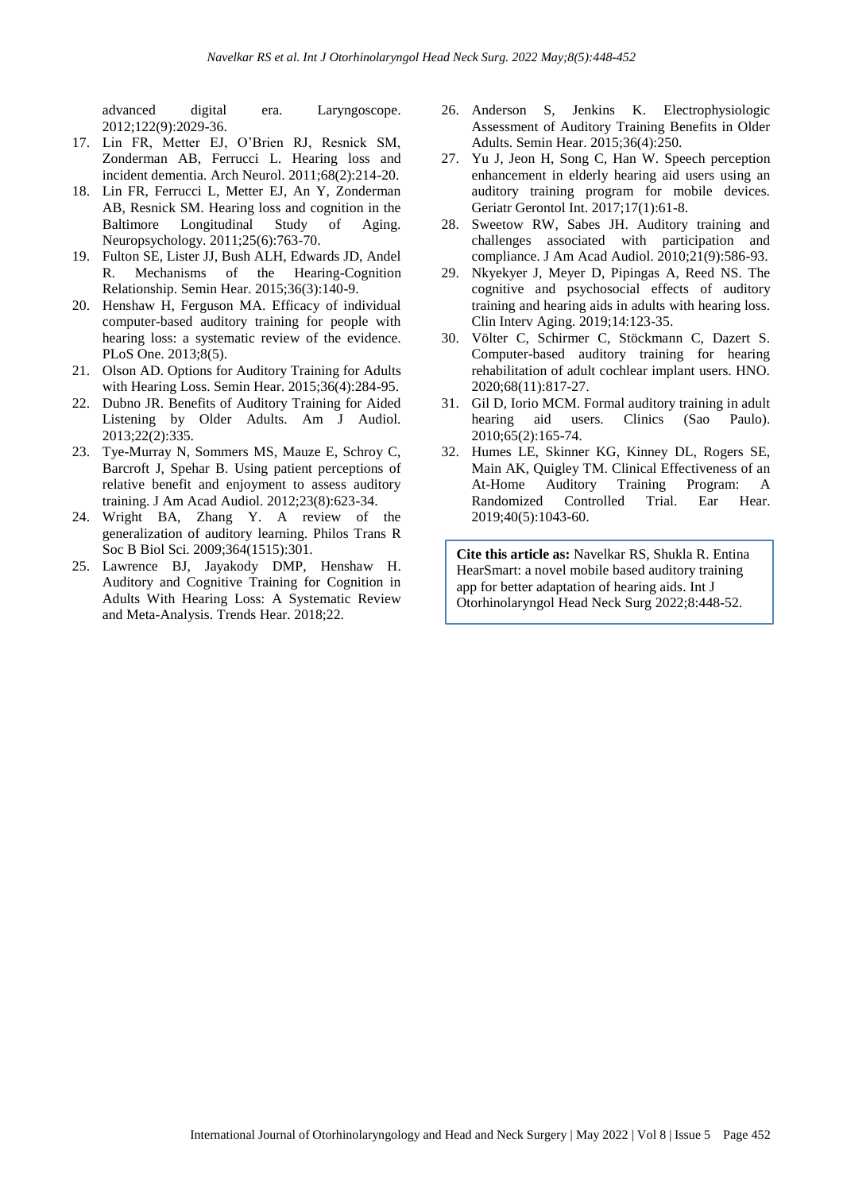advanced digital era. Laryngoscope. 2012;122(9):2029-36.

17. Lin FR, Metter EJ, O'Brien RJ, Resnick SM, Zonderman AB, Ferrucci L. Hearing loss and incident dementia. Arch Neurol. 2011;68(2):214-20.
18. Lin FR, Ferrucci L, Metter EJ, An Y, Zonderman AB, Resnick SM. Hearing loss and cognition in the Baltimore Longitudinal Study of Aging. Neuropsychology. 2011;25(6):763-70.
19. Fulton SE, Lister JJ, Bush ALH, Edwards JD, Andel R. Mechanisms of the Hearing-Cognition Relationship. Semin Hear. 2015;36(3):140-9.
20. Henshaw H, Ferguson MA. Efficacy of individual computer-based auditory training for people with hearing loss: a systematic review of the evidence. PLoS One. 2013;8(5).
21. Olson AD. Options for Auditory Training for Adults with Hearing Loss. Semin Hear. 2015;36(4):284-95.
22. Dubno JR. Benefits of Auditory Training for Aided Listening by Older Adults. Am J Audiol. 2013;22(2):335.
23. Tye-Murray N, Sommers MS, Mauze E, Schroy C, Barcroft J, Spehar B. Using patient perceptions of relative benefit and enjoyment to assess auditory training. J Am Acad Audiol. 2012;23(8):623-34.
24. Wright BA, Zhang Y. A review of the generalization of auditory learning. Philos Trans R Soc B Biol Sci. 2009;364(1515):301.
25. Lawrence BJ, Jayakody DMP, Henshaw H. Auditory and Cognitive Training for Cognition in Adults With Hearing Loss: A Systematic Review and Meta-Analysis. Trends Hear. 2018;22.
26. Anderson S, Jenkins K. Electrophysiologic Assessment of Auditory Training Benefits in Older Adults. Semin Hear. 2015;36(4):250.
27. Yu J, Jeon H, Song C, Han W. Speech perception enhancement in elderly hearing aid users using an auditory training program for mobile devices. Geriatr Gerontol Int. 2017;17(1):61-8.
28. Sweetow RW, Sabes JH. Auditory training and challenges associated with participation and compliance. J Am Acad Audiol. 2010;21(9):586-93.
29. Nkyekyer J, Meyer D, Pipingas A, Reed NS. The cognitive and psychosocial effects of auditory training and hearing aids in adults with hearing loss. Clin Interv Aging. 2019;14:123-35.
30. Völter C, Schirmer C, Stöckmann C, Dazert S. Computer-based auditory training for hearing rehabilitation of adult cochlear implant users. HNO. 2020;68(11):817-27.
31. Gil D, Iorio MCM. Formal auditory training in adult hearing aid users. Clinics (Sao Paulo). 2010;65(2):165-74.
32. Humes LE, Skinner KG, Kinney DL, Rogers SE, Main AK, Quigley TM. Clinical Effectiveness of an At-Home Auditory Training Program: A Randomized Controlled Trial. Ear Hear. 2019;40(5):1043-60.

**Cite this article as:** Navelkar RS, Shukla R. Entina HearSmart: a novel mobile based auditory training app for better adaptation of hearing aids. Int J Otorhinolaryngol Head Neck Surg 2022;8:448-52.